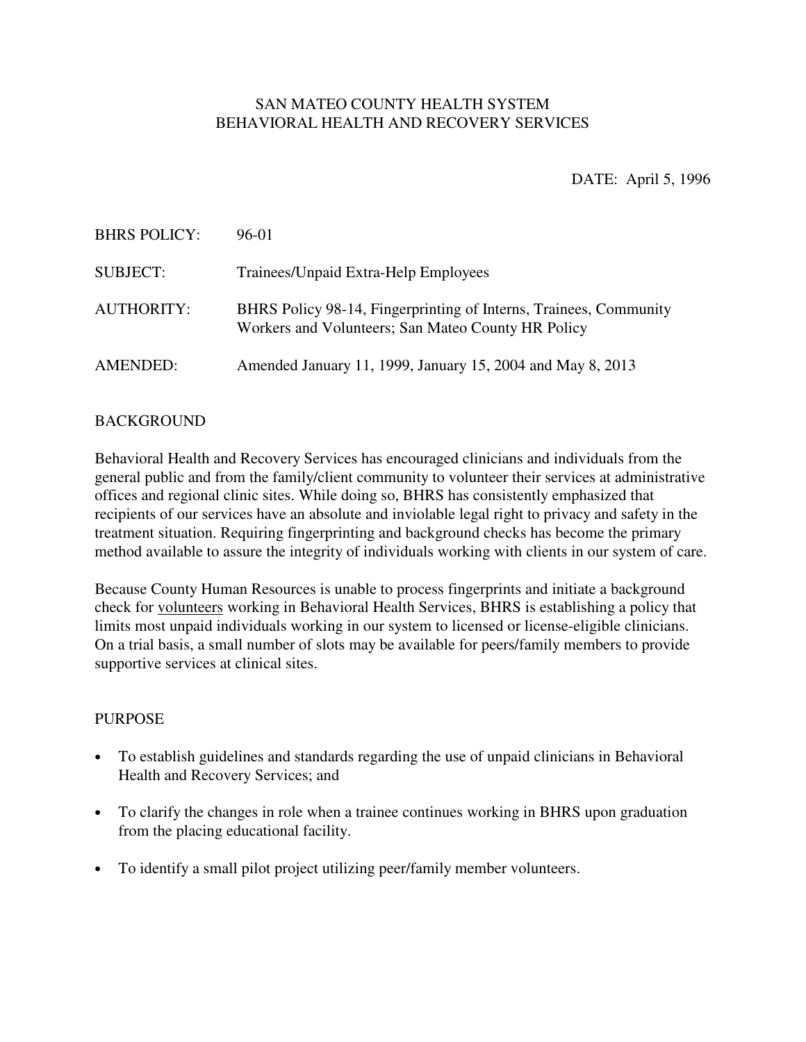SAN MATEO COUNTY HEALTH SYSTEM
BEHAVIORAL HEALTH AND RECOVERY SERVICES

DATE: April 5, 1996

| | |
|---|---|
| BHRS POLICY: | 96-01 |
| SUBJECT: | Trainees/Unpaid Extra-Help Employees |
| AUTHORITY: | BHRS Policy 98-14, Fingerprinting of Interns, Trainees, Community Workers and Volunteers; San Mateo County HR Policy |
| AMENDED: | Amended January 11, 1999, January 15, 2004 and May 8, 2013 |

## BACKGROUND

Behavioral Health and Recovery Services has encouraged clinicians and individuals from the general public and from the family/client community to volunteer their services at administrative offices and regional clinic sites. While doing so, BHRS has consistently emphasized that recipients of our services have an absolute and inviolable legal right to privacy and safety in the treatment situation. Requiring fingerprinting and background checks has become the primary method available to assure the integrity of individuals working with clients in our system of care.

Because County Human Resources is unable to process fingerprints and initiate a background check for <u>volunteers</u> working in Behavioral Health Services, BHRS is establishing a policy that limits most unpaid individuals working in our system to licensed or license-eligible clinicians. On a trial basis, a small number of slots may be available for peers/family members to provide supportive services at clinical sites.

## PURPOSE

- To establish guidelines and standards regarding the use of unpaid clinicians in Behavioral Health and Recovery Services; and
- To clarify the changes in role when a trainee continues working in BHRS upon graduation from the placing educational facility.
- To identify a small pilot project utilizing peer/family member volunteers.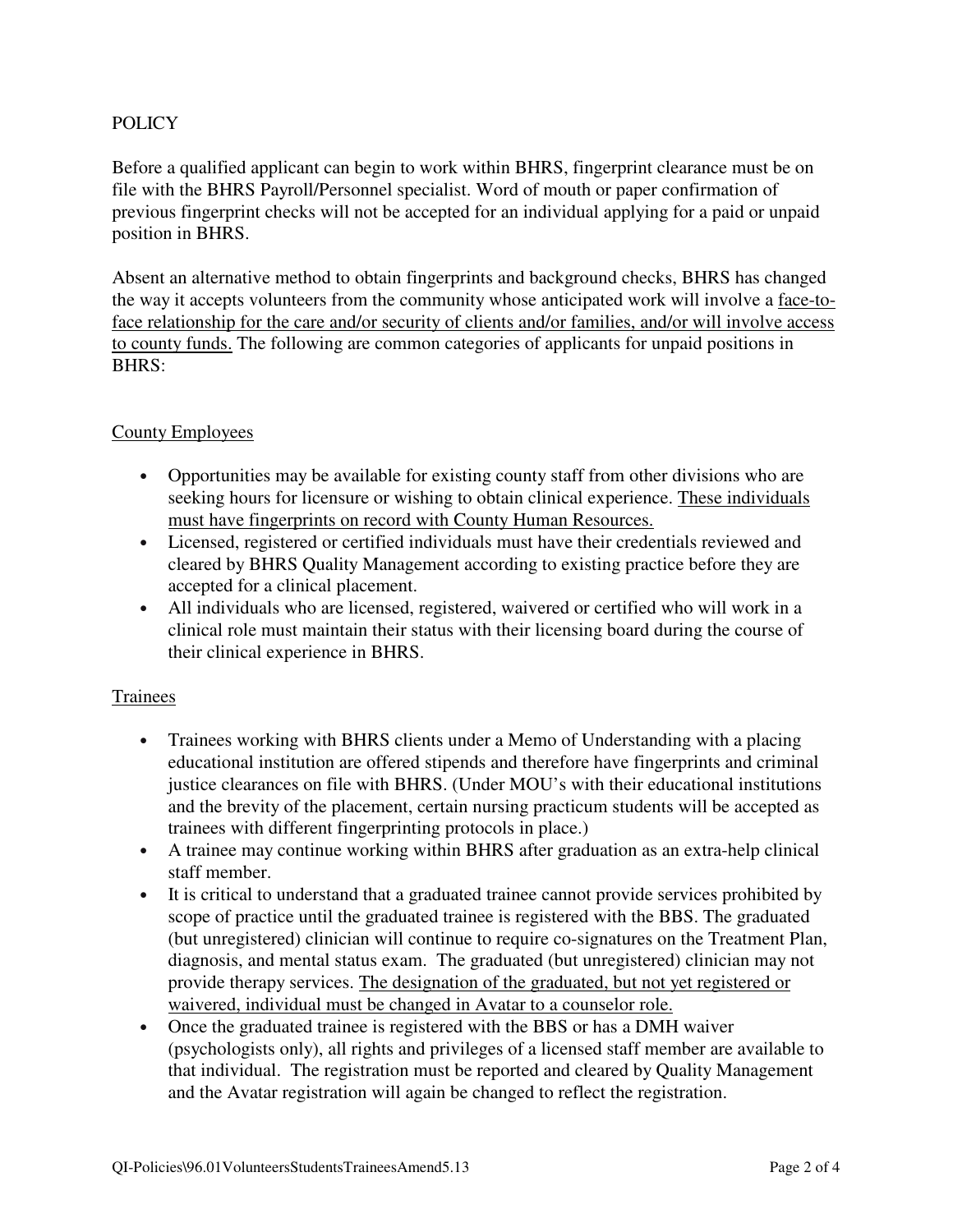POLICY

Before a qualified applicant can begin to work within BHRS, fingerprint clearance must be on file with the BHRS Payroll/Personnel specialist. Word of mouth or paper confirmation of previous fingerprint checks will not be accepted for an individual applying for a paid or unpaid position in BHRS.

Absent an alternative method to obtain fingerprints and background checks, BHRS has changed the way it accepts volunteers from the community whose anticipated work will involve a <u>face-to-face relationship for the care and/or security of clients and/or families, and/or will involve access to county funds.</u> The following are common categories of applicants for unpaid positions in BHRS:

<u>County Employees</u>

- Opportunities may be available for existing county staff from other divisions who are seeking hours for licensure or wishing to obtain clinical experience. <u>These individuals must have fingerprints on record with County Human Resources.</u>
- Licensed, registered or certified individuals must have their credentials reviewed and cleared by BHRS Quality Management according to existing practice before they are accepted for a clinical placement.
- All individuals who are licensed, registered, waivered or certified who will work in a clinical role must maintain their status with their licensing board during the course of their clinical experience in BHRS.

<u>Trainees</u>

- Trainees working with BHRS clients under a Memo of Understanding with a placing educational institution are offered stipends and therefore have fingerprints and criminal justice clearances on file with BHRS. (Under MOU's with their educational institutions and the brevity of the placement, certain nursing practicum students will be accepted as trainees with different fingerprinting protocols in place.)
- A trainee may continue working within BHRS after graduation as an extra-help clinical staff member.
- It is critical to understand that a graduated trainee cannot provide services prohibited by scope of practice until the graduated trainee is registered with the BBS. The graduated (but unregistered) clinician will continue to require co-signatures on the Treatment Plan, diagnosis, and mental status exam. The graduated (but unregistered) clinician may not provide therapy services. <u>The designation of the graduated, but not yet registered or waivered, individual must be changed in Avatar to a counselor role.</u>
- Once the graduated trainee is registered with the BBS or has a DMH waiver (psychologists only), all rights and privileges of a licensed staff member are available to that individual. The registration must be reported and cleared by Quality Management and the Avatar registration will again be changed to reflect the registration.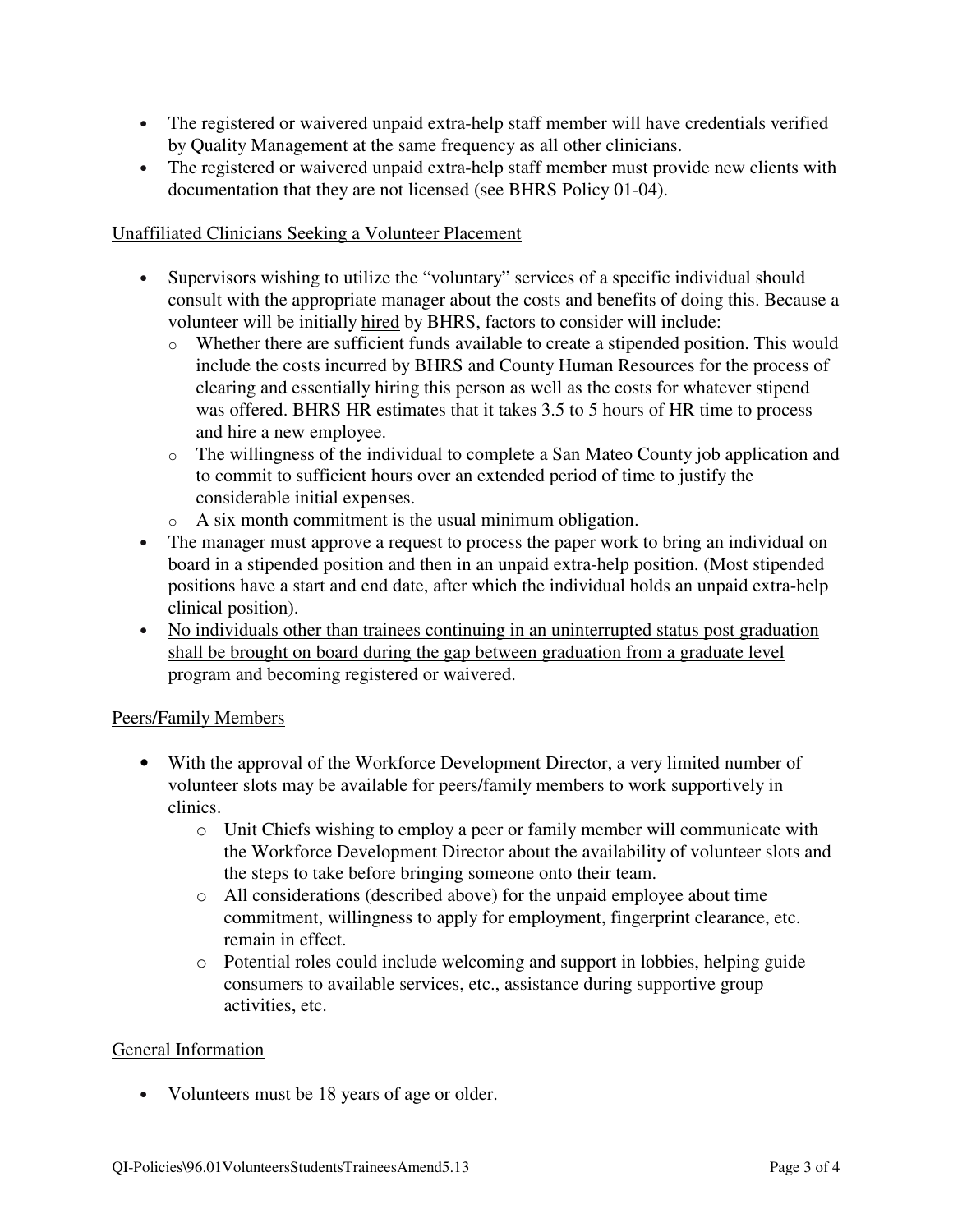- The registered or waivered unpaid extra-help staff member will have credentials verified by Quality Management at the same frequency as all other clinicians.
- The registered or waivered unpaid extra-help staff member must provide new clients with documentation that they are not licensed (see BHRS Policy 01-04).

<u>Unaffiliated Clinicians Seeking a Volunteer Placement</u>

- Supervisors wishing to utilize the "voluntary" services of a specific individual should consult with the appropriate manager about the costs and benefits of doing this. Because a volunteer will be initially <u>hired</u> by BHRS, factors to consider will include:
  - Whether there are sufficient funds available to create a stipended position. This would include the costs incurred by BHRS and County Human Resources for the process of clearing and essentially hiring this person as well as the costs for whatever stipend was offered. BHRS HR estimates that it takes 3.5 to 5 hours of HR time to process and hire a new employee.
  - The willingness of the individual to complete a San Mateo County job application and to commit to sufficient hours over an extended period of time to justify the considerable initial expenses.
  - A six month commitment is the usual minimum obligation.
- The manager must approve a request to process the paper work to bring an individual on board in a stipended position and then in an unpaid extra-help position. (Most stipended positions have a start and end date, after which the individual holds an unpaid extra-help clinical position).
- <u>No individuals other than trainees continuing in an uninterrupted status post graduation shall be brought on board during the gap between graduation from a graduate level program and becoming registered or waivered.</u>

<u>Peers/Family Members</u>

- With the approval of the Workforce Development Director, a very limited number of volunteer slots may be available for peers/family members to work supportively in clinics.
  - Unit Chiefs wishing to employ a peer or family member will communicate with the Workforce Development Director about the availability of volunteer slots and the steps to take before bringing someone onto their team.
  - All considerations (described above) for the unpaid employee about time commitment, willingness to apply for employment, fingerprint clearance, etc. remain in effect.
  - Potential roles could include welcoming and support in lobbies, helping guide consumers to available services, etc., assistance during supportive group activities, etc.

<u>General Information</u>

- Volunteers must be 18 years of age or older.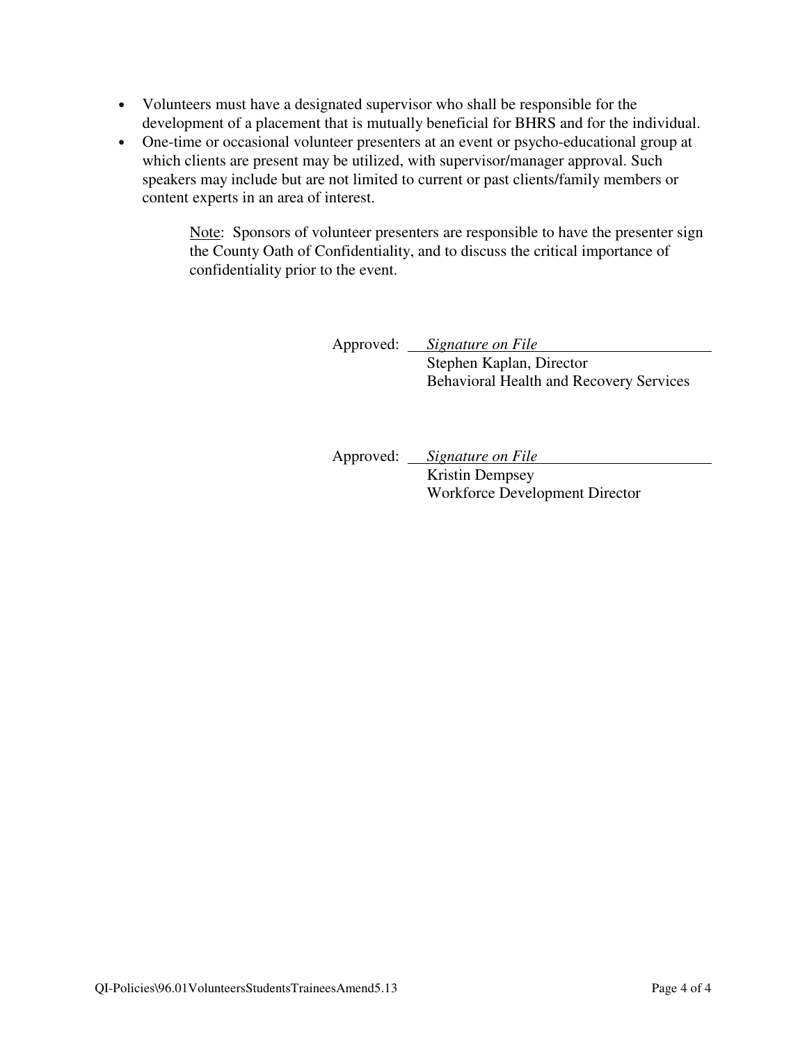- Volunteers must have a designated supervisor who shall be responsible for the development of a placement that is mutually beneficial for BHRS and for the individual.
- One-time or occasional volunteer presenters at an event or psycho-educational group at which clients are present may be utilized, with supervisor/manager approval. Such speakers may include but are not limited to current or past clients/family members or content experts in an area of interest.

> Note: Sponsors of volunteer presenters are responsible to have the presenter sign the County Oath of Confidentiality, and to discuss the critical importance of confidentiality prior to the event.

Approved: *Signature on File*
Stephen Kaplan, Director
Behavioral Health and Recovery Services

Approved: *Signature on File*
Kristin Dempsey
Workforce Development Director

QI-Policies\96.01VolunteersStudentsTraineesAmend5.13